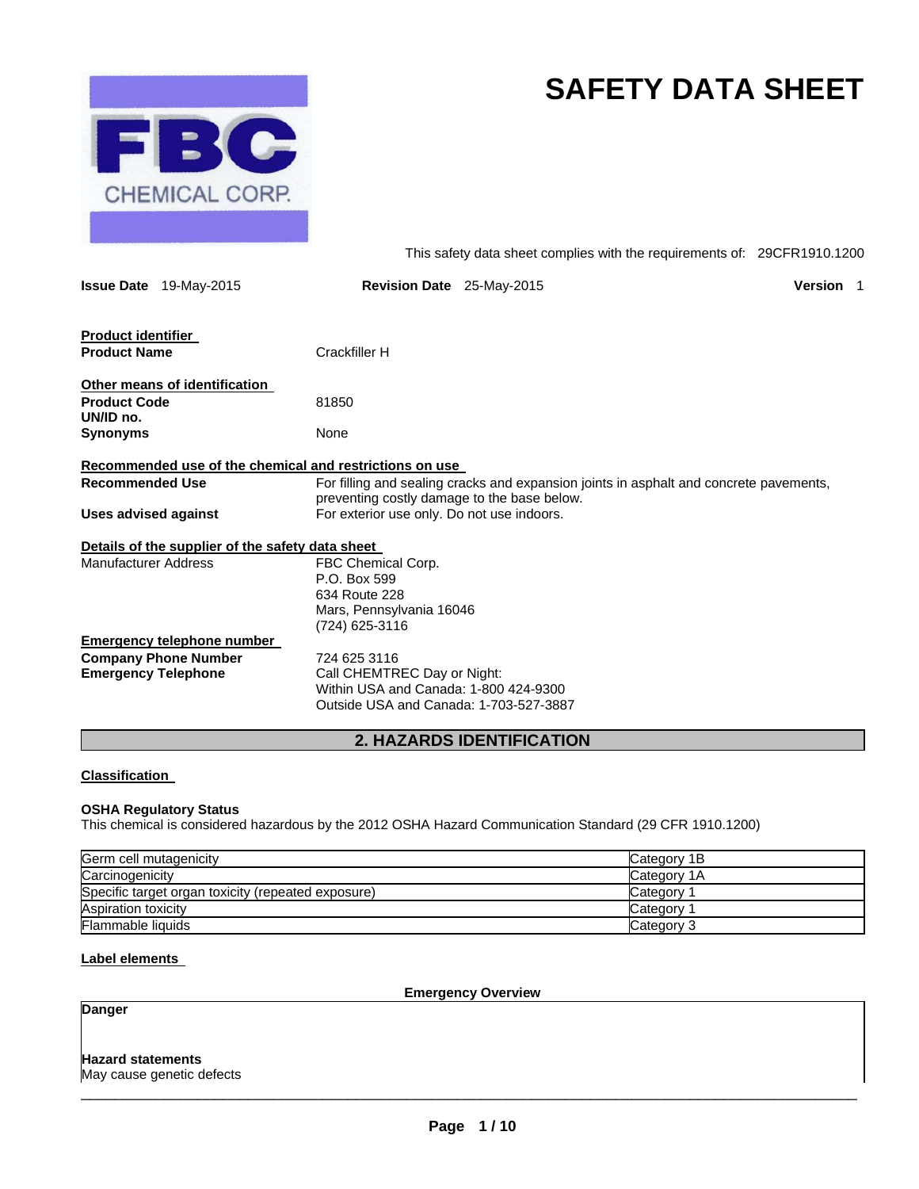# SAFETY DATA SHEET

This safety data sheet complies with the requirements of: 29CFR1910.1200

**Issue Date** 19-May-2015 **Revision Date** 25-May-2015 **Version** 1

**Product identifier**

| | |
|---|---|
| **Product Name** | Crackfiller H |

**Other means of identification**

| | |
|---|---|
| **Product Code** | 81850 |
| **UN/ID no.** | |
| **Synonyms** | None |

**Recommended use of the chemical and restrictions on use**

| | |
|---|---|
| **Recommended Use** | For filling and sealing cracks and expansion joints in asphalt and concrete pavements, preventing costly damage to the base below. |
| **Uses advised against** | For exterior use only. Do not use indoors. |

**Details of the supplier of the safety data sheet**

Manufacturer Address
FBC Chemical Corp.
P.O. Box 599
634 Route 228
Mars, Pennsylvania 16046
(724) 625-3116

**Emergency telephone number**

| | |
|---|---|
| **Company Phone Number** | 724 625 3116 |
| **Emergency Telephone** | Call CHEMTREC Day or Night:<br>Within USA and Canada: 1-800 424-9300<br>Outside USA and Canada: 1-703-527-3887 |

## 2. HAZARDS IDENTIFICATION

**Classification**

**OSHA Regulatory Status**
This chemical is considered hazardous by the 2012 OSHA Hazard Communication Standard (29 CFR 1910.1200)

| | |
|---|---|
| Germ cell mutagenicity | Category 1B |
| Carcinogenicity | Category 1A |
| Specific target organ toxicity (repeated exposure) | Category 1 |
| Aspiration toxicity | Category 1 |
| Flammable liquids | Category 3 |

**Label elements**

**Emergency Overview**

**Danger**

**Hazard statements**
May cause genetic defects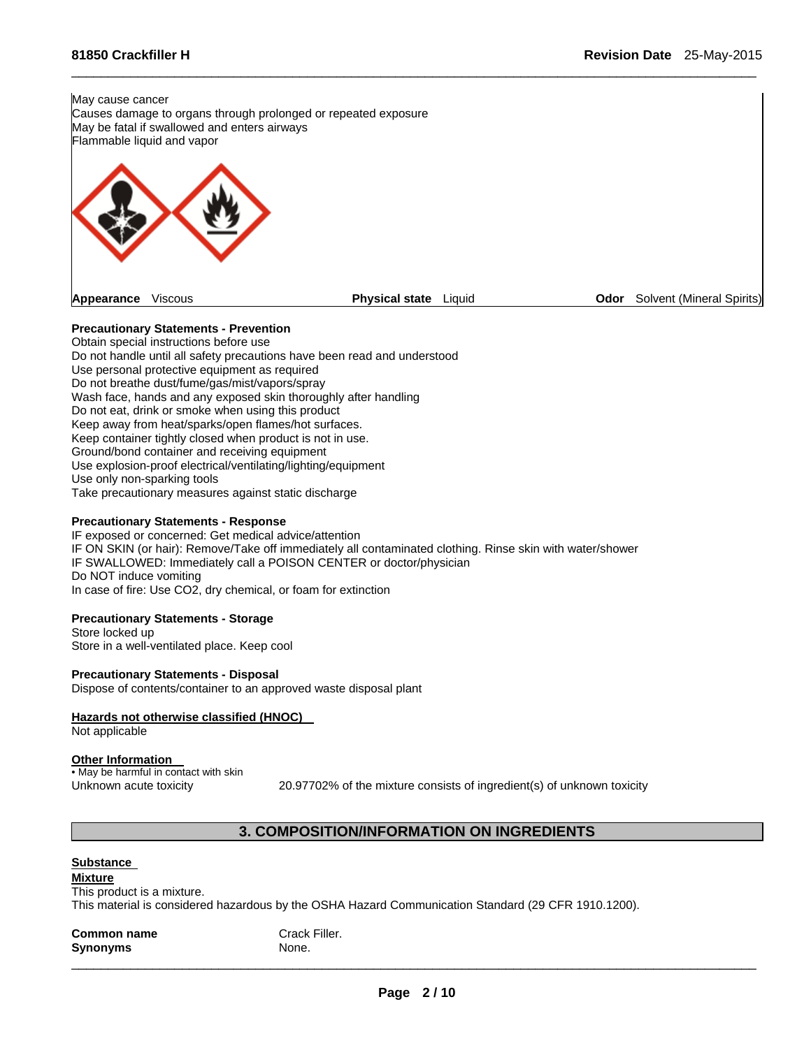May cause cancer
Causes damage to organs through prolonged or repeated exposure
May be fatal if swallowed and enters airways
Flammable liquid and vapor

| **Appearance** Viscous | **Physical state** Liquid | **Odor** Solvent (Mineral Spirits) |
|---|---|---|

**Precautionary Statements - Prevention**
Obtain special instructions before use
Do not handle until all safety precautions have been read and understood
Use personal protective equipment as required
Do not breathe dust/fume/gas/mist/vapors/spray
Wash face, hands and any exposed skin thoroughly after handling
Do not eat, drink or smoke when using this product
Keep away from heat/sparks/open flames/hot surfaces.
Keep container tightly closed when product is not in use.
Ground/bond container and receiving equipment
Use explosion-proof electrical/ventilating/lighting/equipment
Use only non-sparking tools
Take precautionary measures against static discharge

**Precautionary Statements - Response**
IF exposed or concerned: Get medical advice/attention
IF ON SKIN (or hair): Remove/Take off immediately all contaminated clothing. Rinse skin with water/shower
IF SWALLOWED: Immediately call a POISON CENTER or doctor/physician
Do NOT induce vomiting
In case of fire: Use CO2, dry chemical, or foam for extinction

**Precautionary Statements - Storage**
Store locked up
Store in a well-ventilated place. Keep cool

**Precautionary Statements - Disposal**
Dispose of contents/container to an approved waste disposal plant

**Hazards not otherwise classified (HNOC)**
Not applicable

**Other Information**
- May be harmful in contact with skin

Unknown acute toxicity 20.97702% of the mixture consists of ingredient(s) of unknown toxicity

## 3. COMPOSITION/INFORMATION ON INGREDIENTS

**Substance**

**Mixture**
This product is a mixture.
This material is considered hazardous by the OSHA Hazard Communication Standard (29 CFR 1910.1200).

**Common name** Crack Filler.
**Synonyms** None.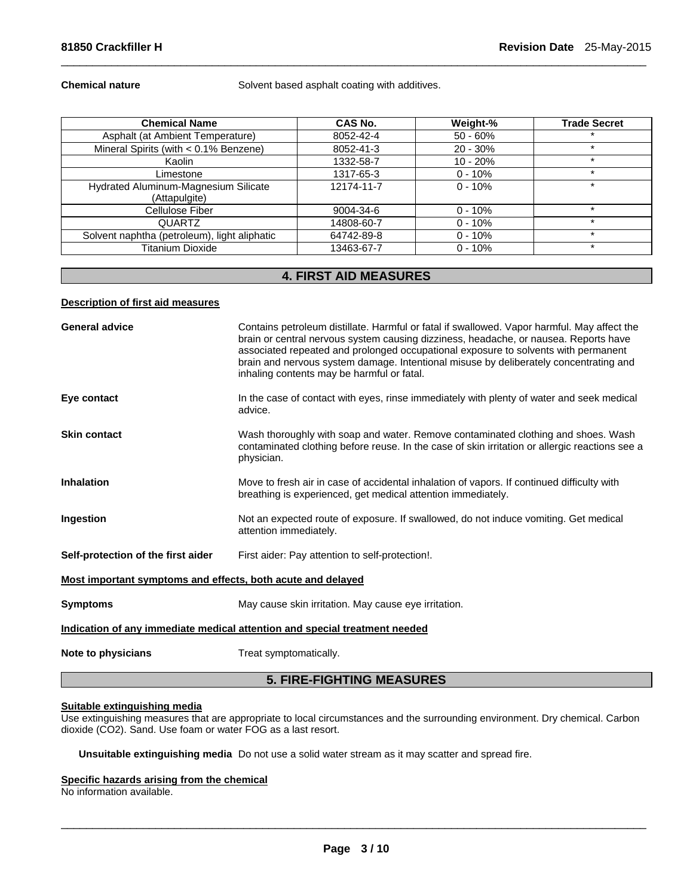**Chemical nature** Solvent based asphalt coating with additives.

| Chemical Name | CAS No. | Weight-% | Trade Secret |
|---|---|---|---|
| Asphalt (at Ambient Temperature) | 8052-42-4 | 50 - 60% | * |
| Mineral Spirits (with < 0.1% Benzene) | 8052-41-3 | 20 - 30% | * |
| Kaolin | 1332-58-7 | 10 - 20% | * |
| Limestone | 1317-65-3 | 0 - 10% | * |
| Hydrated Aluminum-Magnesium Silicate (Attapulgite) | 12174-11-7 | 0 - 10% | * |
| Cellulose Fiber | 9004-34-6 | 0 - 10% | * |
| QUARTZ | 14808-60-7 | 0 - 10% | * |
| Solvent naphtha (petroleum), light aliphatic | 64742-89-8 | 0 - 10% | * |
| Titanium Dioxide | 13463-67-7 | 0 - 10% | * |

## 4. FIRST AID MEASURES

**Description of first aid measures**

**General advice** Contains petroleum distillate. Harmful or fatal if swallowed. Vapor harmful. May affect the brain or central nervous system causing dizziness, headache, or nausea. Reports have associated repeated and prolonged occupational exposure to solvents with permanent brain and nervous system damage. Intentional misuse by deliberately concentrating and inhaling contents may be harmful or fatal.

**Eye contact** In the case of contact with eyes, rinse immediately with plenty of water and seek medical advice.

**Skin contact** Wash thoroughly with soap and water. Remove contaminated clothing and shoes. Wash contaminated clothing before reuse. In the case of skin irritation or allergic reactions see a physician.

**Inhalation** Move to fresh air in case of accidental inhalation of vapors. If continued difficulty with breathing is experienced, get medical attention immediately.

**Ingestion** Not an expected route of exposure. If swallowed, do not induce vomiting. Get medical attention immediately.

**Self-protection of the first aider** First aider: Pay attention to self-protection!.

**Most important symptoms and effects, both acute and delayed**

**Symptoms** May cause skin irritation. May cause eye irritation.

**Indication of any immediate medical attention and special treatment needed**

**Note to physicians** Treat symptomatically.

## 5. FIRE-FIGHTING MEASURES

**Suitable extinguishing media**

Use extinguishing measures that are appropriate to local circumstances and the surrounding environment. Dry chemical. Carbon dioxide ($CO_2$). Sand. Use foam or water FOG as a last resort.

**Unsuitable extinguishing media** Do not use a solid water stream as it may scatter and spread fire.

**Specific hazards arising from the chemical**

No information available.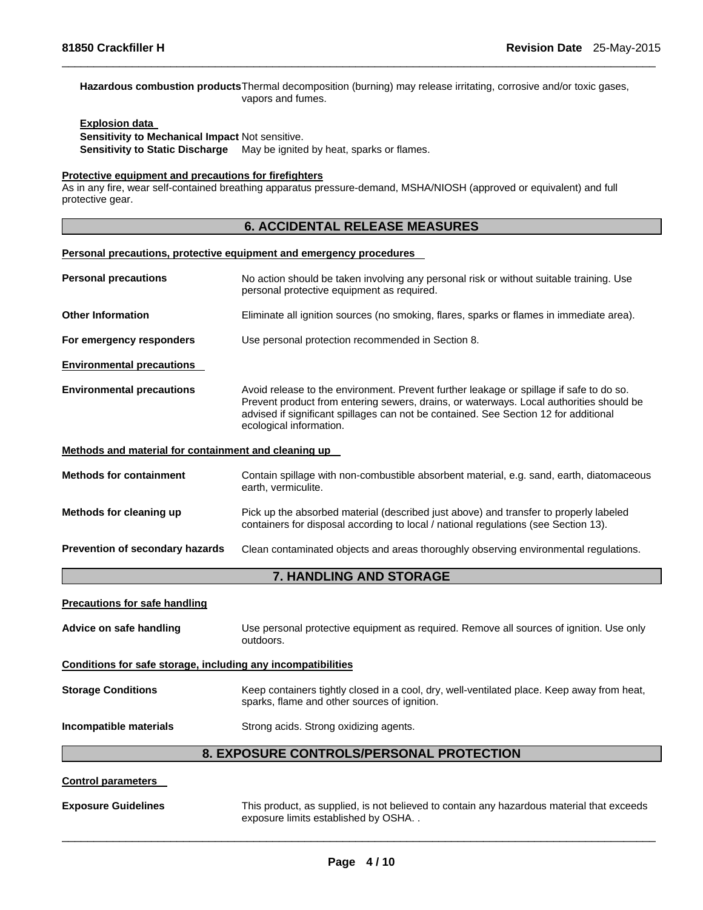**Hazardous combustion products** Thermal decomposition (burning) may release irritating, corrosive and/or toxic gases, vapors and fumes.

**Explosion data**

**Sensitivity to Mechanical Impact** Not sensitive.

**Sensitivity to Static Discharge** May be ignited by heat, sparks or flames.

**Protective equipment and precautions for firefighters**

As in any fire, wear self-contained breathing apparatus pressure-demand, MSHA/NIOSH (approved or equivalent) and full protective gear.

## 6. ACCIDENTAL RELEASE MEASURES

**Personal precautions, protective equipment and emergency procedures**

**Personal precautions** No action should be taken involving any personal risk or without suitable training. Use personal protective equipment as required.

**Other Information** Eliminate all ignition sources (no smoking, flares, sparks or flames in immediate area).

**For emergency responders** Use personal protection recommended in Section 8.

**Environmental precautions**

**Environmental precautions** Avoid release to the environment. Prevent further leakage or spillage if safe to do so. Prevent product from entering sewers, drains, or waterways. Local authorities should be advised if significant spillages can not be contained. See Section 12 for additional ecological information.

**Methods and material for containment and cleaning up**

**Methods for containment** Contain spillage with non-combustible absorbent material, e.g. sand, earth, diatomaceous earth, vermiculite.

**Methods for cleaning up** Pick up the absorbed material (described just above) and transfer to properly labeled containers for disposal according to local / national regulations (see Section 13).

**Prevention of secondary hazards** Clean contaminated objects and areas thoroughly observing environmental regulations.

## 7. HANDLING AND STORAGE

**Precautions for safe handling**

**Advice on safe handling** Use personal protective equipment as required. Remove all sources of ignition. Use only outdoors.

**Conditions for safe storage, including any incompatibilities**

**Storage Conditions** Keep containers tightly closed in a cool, dry, well-ventilated place. Keep away from heat, sparks, flame and other sources of ignition.

**Incompatible materials** Strong acids. Strong oxidizing agents.

## 8. EXPOSURE CONTROLS/PERSONAL PROTECTION

**Control parameters**

**Exposure Guidelines** This product, as supplied, is not believed to contain any hazardous material that exceeds exposure limits established by OSHA. .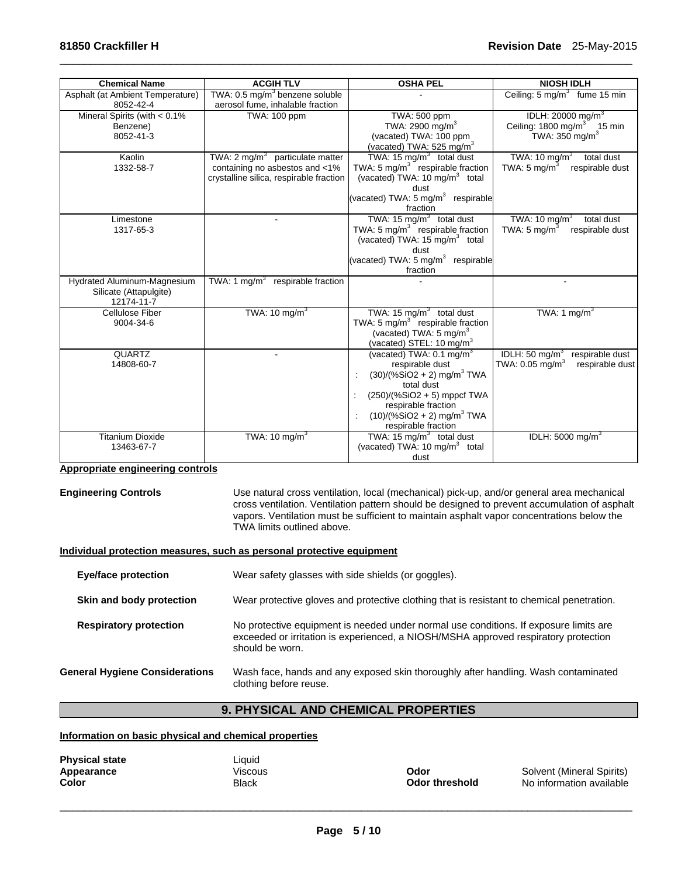| Chemical Name | ACGIH TLV | OSHA PEL | NIOSH IDLH |
|---|---|---|---|
| Asphalt (at Ambient Temperature)<br>8052-42-4 | TWA: 0.5 mg/m$^3$ benzene soluble aerosol fume, inhalable fraction | - | Ceiling: 5 mg/m$^3$ fume 15 min |
| Mineral Spirits (with < 0.1% Benzene)<br>8052-41-3 | TWA: 100 ppm | TWA: 500 ppm<br>TWA: 2900 mg/m$^3$<br>(vacated) TWA: 100 ppm<br>(vacated) TWA: 525 mg/m$^3$ | IDLH: 20000 mg/m$^3$<br>Ceiling: 1800 mg/m$^3$ 15 min<br>TWA: 350 mg/m$^3$ |
| Kaolin<br>1332-58-7 | TWA: 2 mg/m$^3$ particulate matter containing no asbestos and <1% crystalline silica, respirable fraction | TWA: 15 mg/m$^3$ total dust<br>TWA: 5 mg/m$^3$ respirable fraction<br>(vacated) TWA: 10 mg/m$^3$ total dust<br>(vacated) TWA: 5 mg/m$^3$ respirable fraction | TWA: 10 mg/m$^3$ total dust<br>TWA: 5 mg/m$^3$ respirable dust |
| Limestone<br>1317-65-3 | - | TWA: 15 mg/m$^3$ total dust<br>TWA: 5 mg/m$^3$ respirable fraction<br>(vacated) TWA: 15 mg/m$^3$ total dust<br>(vacated) TWA: 5 mg/m$^3$ respirable fraction | TWA: 10 mg/m$^3$ total dust<br>TWA: 5 mg/m$^3$ respirable dust |
| Hydrated Aluminum-Magnesium Silicate (Attapulgite)<br>12174-11-7 | TWA: 1 mg/m$^3$ respirable fraction | - | - |
| Cellulose Fiber<br>9004-34-6 | TWA: 10 mg/m$^3$ | TWA: 15 mg/m$^3$ total dust<br>TWA: 5 mg/m$^3$ respirable fraction<br>(vacated) TWA: 5 mg/m$^3$<br>(vacated) STEL: 10 mg/m$^3$ | TWA: 1 mg/m$^3$ |
| QUARTZ<br>14808-60-7 | - | (vacated) TWA: 0.1 mg/m$^3$ respirable dust<br>: (30)/(%SiO2 + 2) mg/m$^3$ TWA total dust<br>: (250)/(%SiO2 + 5) mppcf TWA respirable fraction<br>: (10)/(%SiO2 + 2) mg/m$^3$ TWA respirable fraction | IDLH: 50 mg/m$^3$ respirable dust<br>TWA: 0.05 mg/m$^3$ respirable dust |
| Titanium Dioxide<br>13463-67-7 | TWA: 10 mg/m$^3$ | TWA: 15 mg/m$^3$ total dust<br>(vacated) TWA: 10 mg/m$^3$ total dust | IDLH: 5000 mg/m$^3$ |

**Appropriate engineering controls**

**Engineering Controls** Use natural cross ventilation, local (mechanical) pick-up, and/or general area mechanical cross ventilation. Ventilation pattern should be designed to prevent accumulation of asphalt vapors. Ventilation must be sufficient to maintain asphalt vapor concentrations below the TWA limits outlined above.

**Individual protection measures, such as personal protective equipment**

**Eye/face protection** Wear safety glasses with side shields (or goggles).

**Skin and body protection** Wear protective gloves and protective clothing that is resistant to chemical penetration.

**Respiratory protection** No protective equipment is needed under normal use conditions. If exposure limits are exceeded or irritation is experienced, a NIOSH/MSHA approved respiratory protection should be worn.

**General Hygiene Considerations** Wash face, hands and any exposed skin thoroughly after handling. Wash contaminated clothing before reuse.

## 9. PHYSICAL AND CHEMICAL PROPERTIES

**Information on basic physical and chemical properties**

**Physical state** Liquid
**Appearance** Viscous
**Color** Black
**Odor** Solvent (Mineral Spirits)
**Odor threshold** No information available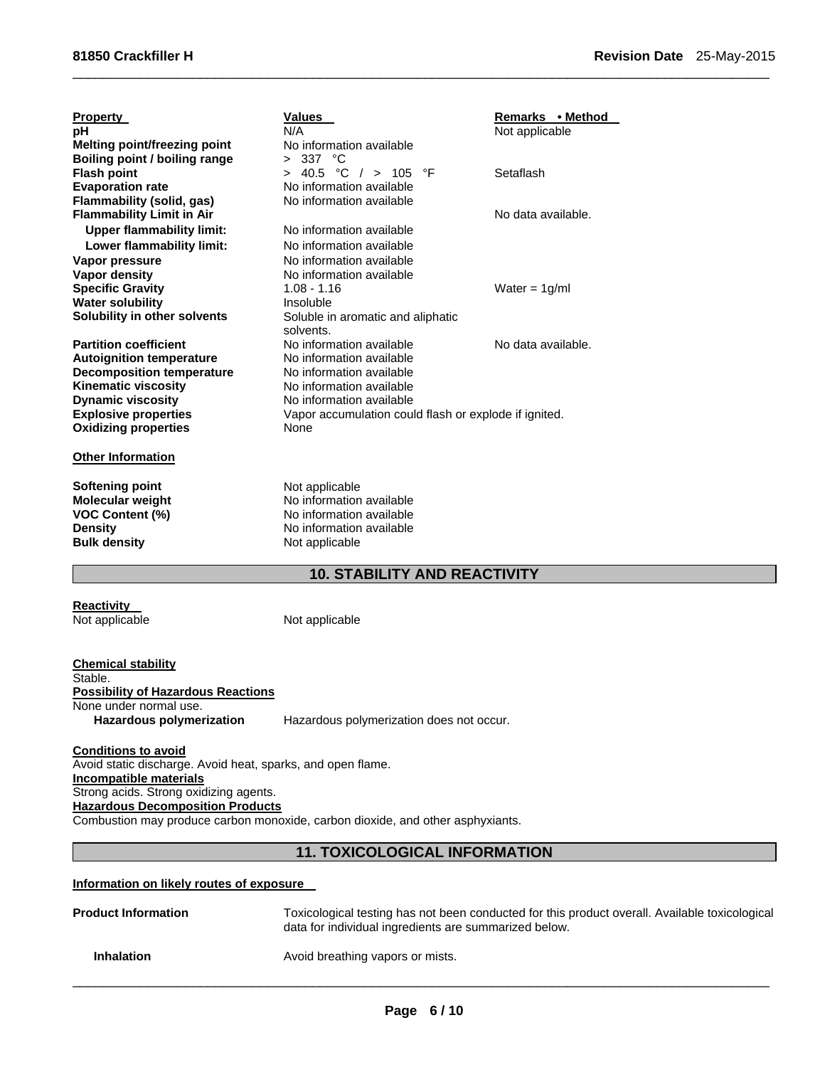| Property | Values | Remarks • Method |
|---|---|---|
| **pH** | N/A | Not applicable |
| **Melting point/freezing point** | No information available | |
| **Boiling point / boiling range** | > 337 °C | |
| **Flash point** | > 40.5 °C / > 105 °F | Setaflash |
| **Evaporation rate** | No information available | |
| **Flammability (solid, gas)** | No information available | |
| **Flammability Limit in Air** | | No data available. |
| **Upper flammability limit:** | No information available | |
| **Lower flammability limit:** | No information available | |
| **Vapor pressure** | No information available | |
| **Vapor density** | No information available | |
| **Specific Gravity** | 1.08 - 1.16 | Water = 1g/ml |
| **Water solubility** | Insoluble | |
| **Solubility in other solvents** | Soluble in aromatic and aliphatic solvents. | |
| **Partition coefficient** | No information available | No data available. |
| **Autoignition temperature** | No information available | |
| **Decomposition temperature** | No information available | |
| **Kinematic viscosity** | No information available | |
| **Dynamic viscosity** | No information available | |
| **Explosive properties** | Vapor accumulation could flash or explode if ignited. | |
| **Oxidizing properties** | None | |

**Other Information**

| | |
|---|---|
| **Softening point** | Not applicable |
| **Molecular weight** | No information available |
| **VOC Content (%)** | No information available |
| **Density** | No information available |
| **Bulk density** | Not applicable |

## 10. STABILITY AND REACTIVITY

**Reactivity**

Not applicable Not applicable

**Chemical stability**

Stable.

**Possibility of Hazardous Reactions**

None under normal use.

**Hazardous polymerization** Hazardous polymerization does not occur.

**Conditions to avoid**

Avoid static discharge. Avoid heat, sparks, and open flame.

**Incompatible materials**

Strong acids. Strong oxidizing agents.

**Hazardous Decomposition Products**

Combustion may produce carbon monoxide, carbon dioxide, and other asphyxiants.

## 11. TOXICOLOGICAL INFORMATION

**Information on likely routes of exposure**

**Product Information** Toxicological testing has not been conducted for this product overall. Available toxicological data for individual ingredients are summarized below.

**Inhalation** Avoid breathing vapors or mists.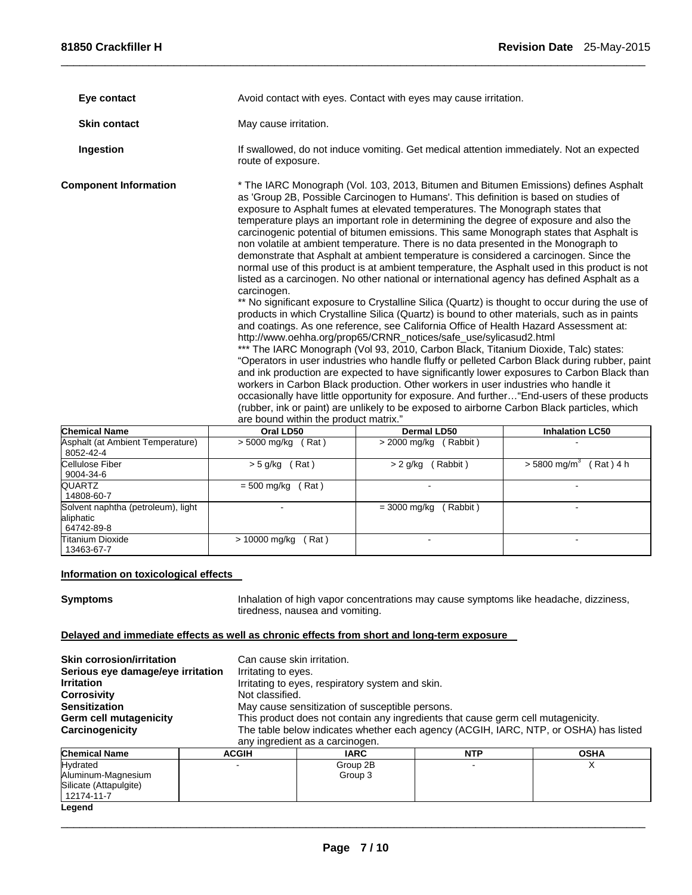**Eye contact** Avoid contact with eyes. Contact with eyes may cause irritation.

**Skin contact** May cause irritation.

**Ingestion** If swallowed, do not induce vomiting. Get medical attention immediately. Not an expected route of exposure.

**Component Information**

* The IARC Monograph (Vol. 103, 2013, Bitumen and Bitumen Emissions) defines Asphalt as 'Group 2B, Possible Carcinogen to Humans'. This definition is based on studies of exposure to Asphalt fumes at elevated temperatures. The Monograph states that temperature plays an important role in determining the degree of exposure and also the carcinogenic potential of bitumen emissions. This same Monograph states that Asphalt is non volatile at ambient temperature. There is no data presented in the Monograph to demonstrate that Asphalt at ambient temperature is considered a carcinogen. Since the normal use of this product is at ambient temperature, the Asphalt used in this product is not listed as a carcinogen. No other national or international agency has defined Asphalt as a carcinogen.

** No significant exposure to Crystalline Silica (Quartz) is thought to occur during the use of products in which Crystalline Silica (Quartz) is bound to other materials, such as in paints and coatings. As one reference, see California Office of Health Hazard Assessment at: http://www.oehha.org/prop65/CRNR_notices/safe_use/sylicasud2.html

*** The IARC Monograph (Vol 93, 2010, Carbon Black, Titanium Dioxide, Talc) states: "Operators in user industries who handle fluffy or pelleted Carbon Black during rubber, paint and ink production are expected to have significantly lower exposures to Carbon Black than workers in Carbon Black production. Other workers in user industries who handle it occasionally have little opportunity for exposure. And further…"End-users of these products (rubber, ink or paint) are unlikely to be exposed to airborne Carbon Black particles, which are bound within the product matrix."

| Chemical Name | Oral LD50 | Dermal LD50 | Inhalation LC50 |
|---|---|---|---|
| Asphalt (at Ambient Temperature) 8052-42-4 | > 5000 mg/kg ( Rat ) | > 2000 mg/kg ( Rabbit ) | - |
| Cellulose Fiber 9004-34-6 | > 5 g/kg ( Rat ) | > 2 g/kg ( Rabbit ) | > 5800 $mg/m^3$ ( Rat ) 4 h |
| QUARTZ 14808-60-7 | = 500 mg/kg ( Rat ) | - | - |
| Solvent naphtha (petroleum), light aliphatic 64742-89-8 | - | = 3000 mg/kg ( Rabbit ) | - |
| Titanium Dioxide 13463-67-7 | > 10000 mg/kg ( Rat ) | - | - |

## Information on toxicological effects

**Symptoms** Inhalation of high vapor concentrations may cause symptoms like headache, dizziness, tiredness, nausea and vomiting.

## Delayed and immediate effects as well as chronic effects from short and long-term exposure

**Skin corrosion/irritation** Can cause skin irritation.
**Serious eye damage/eye irritation** Irritating to eyes.
**Irritation** Irritating to eyes, respiratory system and skin.
**Corrosivity** Not classified.
**Sensitization** May cause sensitization of susceptible persons.
**Germ cell mutagenicity** This product does not contain any ingredients that cause germ cell mutagenicity.
**Carcinogenicity** The table below indicates whether each agency (ACGIH, IARC, NTP, or OSHA) has listed any ingredient as a carcinogen.

| Chemical Name | ACGIH | IARC | NTP | OSHA |
|---|---|---|---|---|
| Hydrated Aluminum-Magnesium Silicate (Attapulgite) 12174-11-7 | - | Group 2B Group 3 | - | X |

**Legend**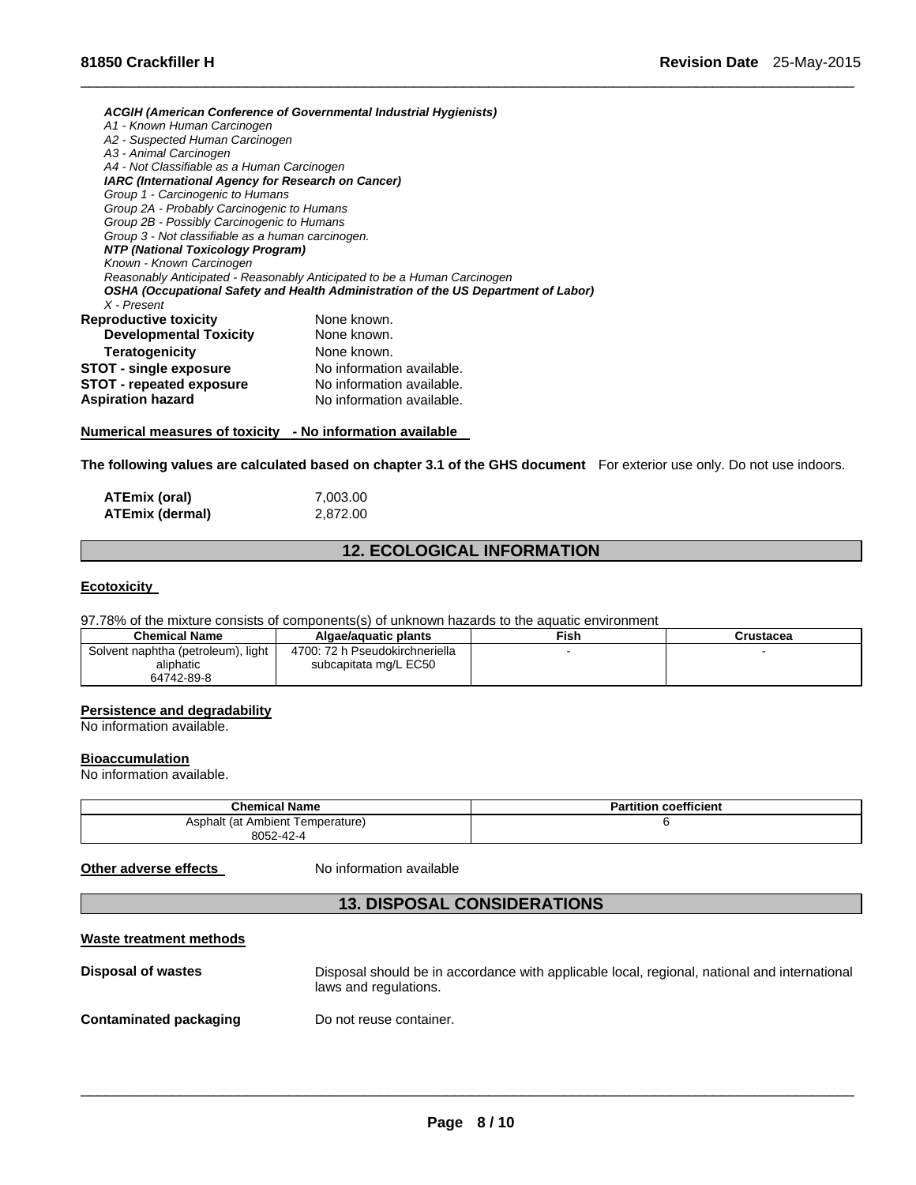***ACGIH (American Conference of Governmental Industrial Hygienists)***
*A1 - Known Human Carcinogen*
*A2 - Suspected Human Carcinogen*
*A3 - Animal Carcinogen*
*A4 - Not Classifiable as a Human Carcinogen*
***IARC (International Agency for Research on Cancer)***
*Group 1 - Carcinogenic to Humans*
*Group 2A - Probably Carcinogenic to Humans*
*Group 2B - Possibly Carcinogenic to Humans*
*Group 3 - Not classifiable as a human carcinogen.*
***NTP (National Toxicology Program)***
*Known - Known Carcinogen*
*Reasonably Anticipated - Reasonably Anticipated to be a Human Carcinogen*
***OSHA (Occupational Safety and Health Administration of the US Department of Labor)***
*X - Present*

**Reproductive toxicity** None known.
**Developmental Toxicity** None known.
**Teratogenicity** None known.
**STOT - single exposure** No information available.
**STOT - repeated exposure** No information available.
**Aspiration hazard** No information available.

**Numerical measures of toxicity - No information available**

**The following values are calculated based on chapter 3.1 of the GHS document** For exterior use only. Do not use indoors.

**ATEmix (oral)** 7,003.00
**ATEmix (dermal)** 2,872.00

## 12. ECOLOGICAL INFORMATION

**Ecotoxicity**

97.78% of the mixture consists of components(s) of unknown hazards to the aquatic environment

| Chemical Name | Algae/aquatic plants | Fish | Crustacea |
|---|---|---|---|
| Solvent naphtha (petroleum), light aliphatic 64742-89-8 | 4700: 72 h Pseudokirchneriella subcapitata mg/L EC50 | - | - |

**Persistence and degradability**
No information available.

**Bioaccumulation**
No information available.

| Chemical Name | Partition coefficient |
|---|---|
| Asphalt (at Ambient Temperature) 8052-42-4 | 6 |

**Other adverse effects** No information available

## 13. DISPOSAL CONSIDERATIONS

**Waste treatment methods**

**Disposal of wastes** Disposal should be in accordance with applicable local, regional, national and international laws and regulations.

**Contaminated packaging** Do not reuse container.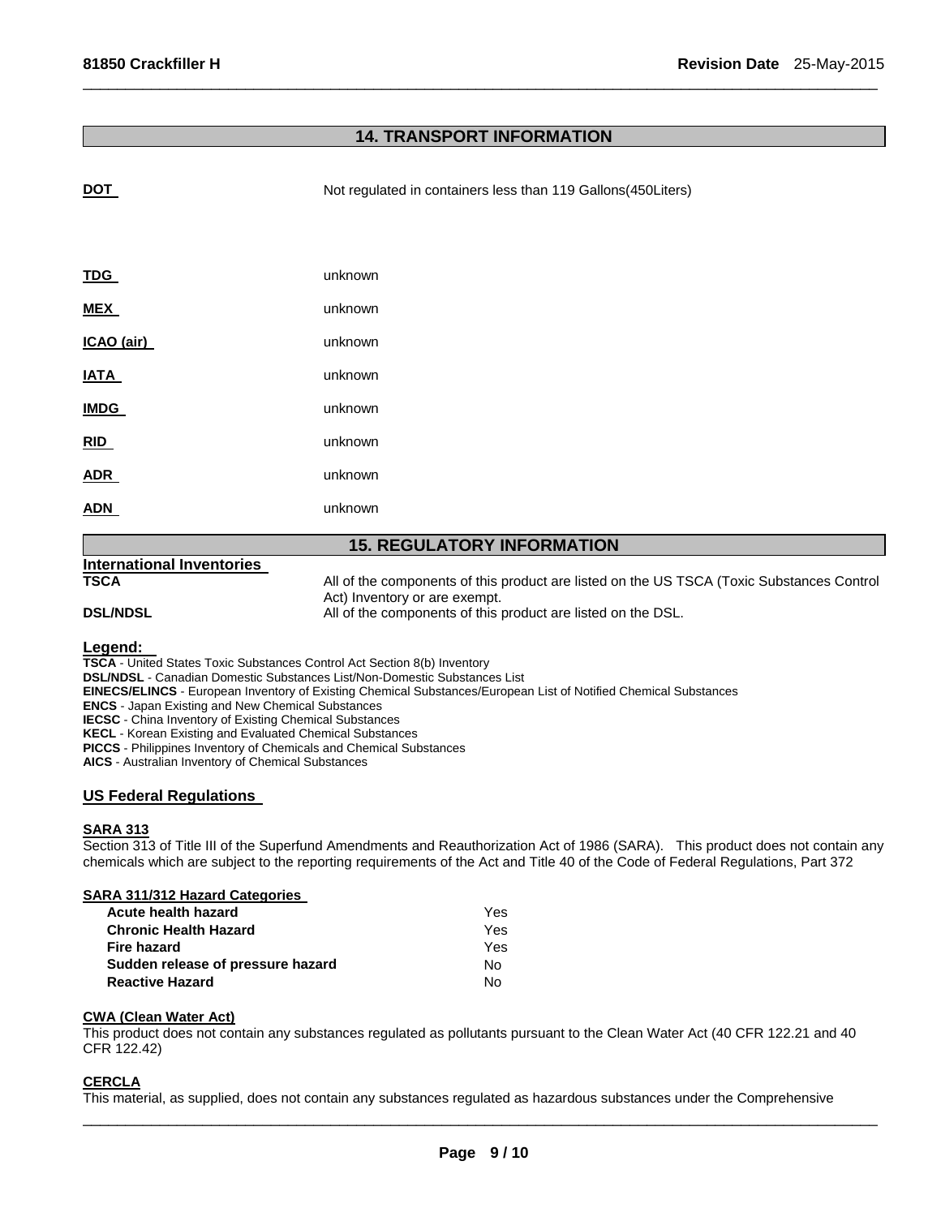## 14. TRANSPORT INFORMATION

| | |
|---|---|
| **DOT** | Not regulated in containers less than 119 Gallons(450Liters) |
| **TDG** | unknown |
| **MEX** | unknown |
| **ICAO (air)** | unknown |
| **IATA** | unknown |
| **IMDG** | unknown |
| **RID** | unknown |
| **ADR** | unknown |
| **ADN** | unknown |

## 15. REGULATORY INFORMATION

**International Inventories**

| | |
|---|---|
| **TSCA** | All of the components of this product are listed on the US TSCA (Toxic Substances Control Act) Inventory or are exempt. |
| **DSL/NDSL** | All of the components of this product are listed on the DSL. |

**Legend:**

**TSCA** - United States Toxic Substances Control Act Section 8(b) Inventory
**DSL/NDSL** - Canadian Domestic Substances List/Non-Domestic Substances List
**EINECS/ELINCS** - European Inventory of Existing Chemical Substances/European List of Notified Chemical Substances
**ENCS** - Japan Existing and New Chemical Substances
**IECSC** - China Inventory of Existing Chemical Substances
**KECL** - Korean Existing and Evaluated Chemical Substances
**PICCS** - Philippines Inventory of Chemicals and Chemical Substances
**AICS** - Australian Inventory of Chemical Substances

### US Federal Regulations

**SARA 313**

Section 313 of Title III of the Superfund Amendments and Reauthorization Act of 1986 (SARA). This product does not contain any chemicals which are subject to the reporting requirements of the Act and Title 40 of the Code of Federal Regulations, Part 372

**SARA 311/312 Hazard Categories**

| | |
|---|---|
| **Acute health hazard** | Yes |
| **Chronic Health Hazard** | Yes |
| **Fire hazard** | Yes |
| **Sudden release of pressure hazard** | No |
| **Reactive Hazard** | No |

**CWA (Clean Water Act)**

This product does not contain any substances regulated as pollutants pursuant to the Clean Water Act (40 CFR 122.21 and 40 CFR 122.42)

**CERCLA**

This material, as supplied, does not contain any substances regulated as hazardous substances under the Comprehensive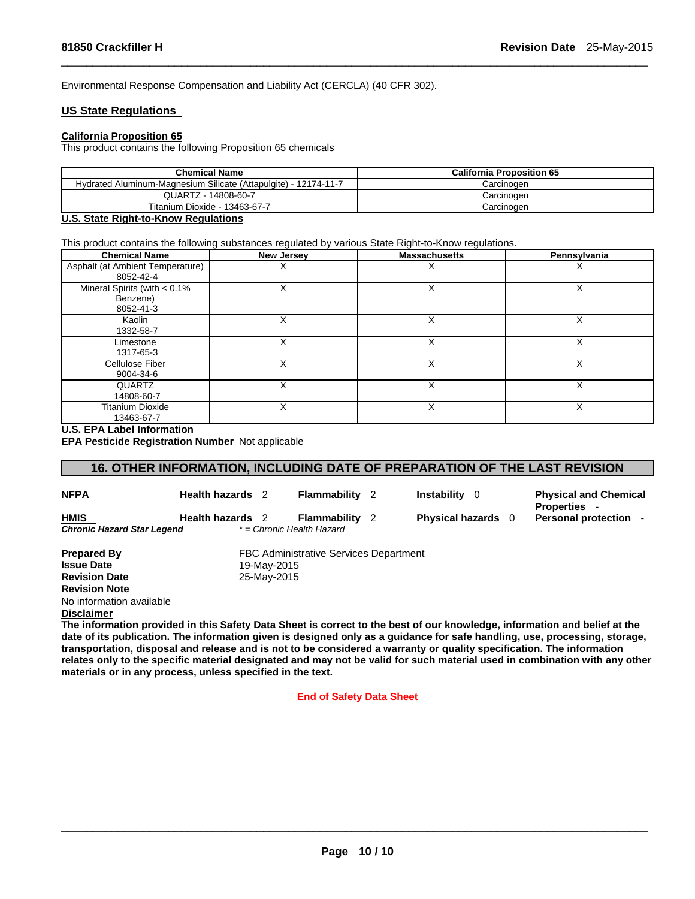Environmental Response Compensation and Liability Act (CERCLA) (40 CFR 302).

## US State Regulations

### California Proposition 65

This product contains the following Proposition 65 chemicals

| Chemical Name | California Proposition 65 |
|---|---|
| Hydrated Aluminum-Magnesium Silicate (Attapulgite) - 12174-11-7 | Carcinogen |
| QUARTZ - 14808-60-7 | Carcinogen |
| Titanium Dioxide - 13463-67-7 | Carcinogen |

### U.S. State Right-to-Know Regulations

This product contains the following substances regulated by various State Right-to-Know regulations.

| Chemical Name | New Jersey | Massachusetts | Pennsylvania |
|---|---|---|---|
| Asphalt (at Ambient Temperature) 8052-42-4 | X | X | X |
| Mineral Spirits (with < 0.1% Benzene) 8052-41-3 | X | X | X |
| Kaolin 1332-58-7 | X | X | X |
| Limestone 1317-65-3 | X | X | X |
| Cellulose Fiber 9004-34-6 | X | X | X |
| QUARTZ 14808-60-7 | X | X | X |
| Titanium Dioxide 13463-67-7 | X | X | X |

### U.S. EPA Label Information

**EPA Pesticide Registration Number** Not applicable

## 16. OTHER INFORMATION, INCLUDING DATE OF PREPARATION OF THE LAST REVISION

| | | | | |
|---|---|---|---|---|
| **NFPA** | **Health hazards** 2 | **Flammability** 2 | **Instability** 0 | **Physical and Chemical Properties** - |
| **HMIS** | **Health hazards** 2 | **Flammability** 2 | **Physical hazards** 0 | **Personal protection** - |

***Chronic Hazard Star Legend*** *\* = Chronic Health Hazard*

**Prepared By** FBC Administrative Services Department
**Issue Date** 19-May-2015
**Revision Date** 25-May-2015
**Revision Note**
No information available

**Disclaimer**

**The information provided in this Safety Data Sheet is correct to the best of our knowledge, information and belief at the date of its publication. The information given is designed only as a guidance for safe handling, use, processing, storage, transportation, disposal and release and is not to be considered a warranty or quality specification. The information relates only to the specific material designated and may not be valid for such material used in combination with any other materials or in any process, unless specified in the text.**

**End of Safety Data Sheet**